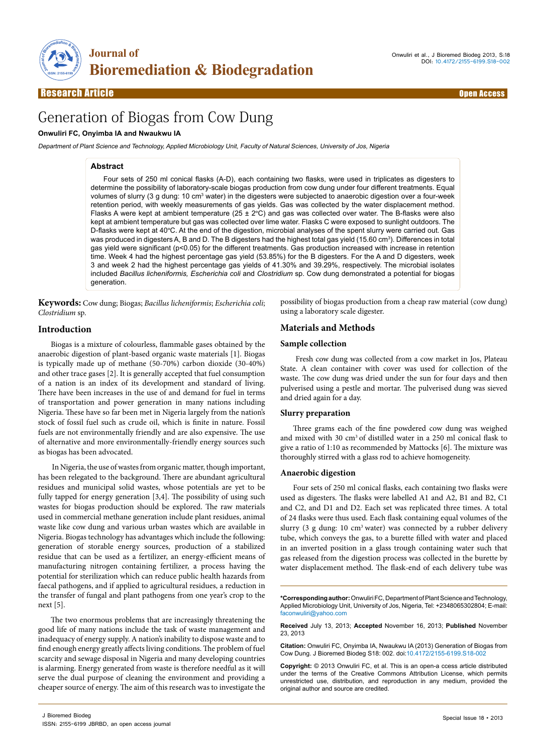Research Article | Open Access

# Generation of Biogas from Cow Dung

**Onwuliri FC, Onyimba IA and Nwaukwu IA**

*Department of Plant Science and Technology, Applied Microbiology Unit, Faculty of Natural Sciences, University of Jos, Nigeria*

## Abstract

Four sets of 250 ml conical flasks (A-D), each containing two flasks, were used in triplicates as digesters to determine the possibility of laboratory-scale biogas production from cow dung under four different treatments. Equal volumes of slurry (3 g dung: 10 $cm^3$ water) in the digesters were subjected to anaerobic digestion over a four-week retention period, with weekly measurements of gas yields. Gas was collected by the water displacement method. Flasks A were kept at ambient temperature (25 ± 2°C) and gas was collected over water. The B-flasks were also kept at ambient temperature but gas was collected over lime water. Flasks C were exposed to sunlight outdoors. The D-flasks were kept at 40°C. At the end of the digestion, microbial analyses of the spent slurry were carried out. Gas was produced in digesters A, B and D. The B digesters had the highest total gas yield (15.60 $cm^3$). Differences in total gas yield were significant ($p<0.05$) for the different treatments. Gas production increased with increase in retention time. Week 4 had the highest percentage gas yield (53.85%) for the B digesters. For the A and D digesters, week 3 and week 2 had the highest percentage gas yields of 41.30% and 39.29%, respectively. The microbial isolates included *Bacillus licheniformis, Escherichia coli* and *Clostridium* sp. Cow dung demonstrated a potential for biogas generation.

**Keywords:** Cow dung; Biogas; *Bacillus licheniformis*; *Escherichia coli*; *Clostridium* sp.

## Introduction

Biogas is a mixture of colourless, flammable gases obtained by the anaerobic digestion of plant-based organic waste materials [1]. Biogas is typically made up of methane (50-70%) carbon dioxide (30-40%) and other trace gases [2]. It is generally accepted that fuel consumption of a nation is an index of its development and standard of living. There have been increases in the use of and demand for fuel in terms of transportation and power generation in many nations including Nigeria. These have so far been met in Nigeria largely from the nation's stock of fossil fuel such as crude oil, which is finite in nature. Fossil fuels are not environmentally friendly and are also expensive. The use of alternative and more environmentally-friendly energy sources such as biogas has been advocated.

In Nigeria, the use of wastes from organic matter, though important, has been relegated to the background. There are abundant agricultural residues and municipal solid wastes, whose potentials are yet to be fully tapped for energy generation [3,4]. The possibility of using such wastes for biogas production should be explored. The raw materials used in commercial methane generation include plant residues, animal waste like cow dung and various urban wastes which are available in Nigeria. Biogas technology has advantages which include the following: generation of storable energy sources, production of a stabilized residue that can be used as a fertilizer, an energy-efficient means of manufacturing nitrogen containing fertilizer, a process having the potential for sterilization which can reduce public health hazards from faecal pathogens, and if applied to agricultural residues, a reduction in the transfer of fungal and plant pathogens from one year's crop to the next [5].

The two enormous problems that are increasingly threatening the good life of many nations include the task of waste management and inadequacy of energy supply. A nation's inability to dispose waste and to find enough energy greatly affects living conditions. The problem of fuel scarcity and sewage disposal in Nigeria and many developing countries is alarming. Energy generated from waste is therefore needful as it will serve the dual purpose of cleaning the environment and providing a cheaper source of energy. The aim of this research was to investigate the possibility of biogas production from a cheap raw material (cow dung) using a laboratory scale digester.

## Materials and Methods

### Sample collection

Fresh cow dung was collected from a cow market in Jos, Plateau State. A clean container with cover was used for collection of the waste. The cow dung was dried under the sun for four days and then pulverised using a pestle and mortar. The pulverised dung was sieved and dried again for a day.

### Slurry preparation

Three grams each of the fine powdered cow dung was weighed and mixed with 30 $cm^3$ of distilled water in a 250 ml conical flask to give a ratio of 1:10 as recommended by Mattocks [6]. The mixture was thoroughly stirred with a glass rod to achieve homogeneity.

### Anaerobic digestion

Four sets of 250 ml conical flasks, each containing two flasks were used as digesters. The flasks were labelled A1 and A2, B1 and B2, C1 and C2, and D1 and D2. Each set was replicated three times. A total of 24 flasks were thus used. Each flask containing equal volumes of the slurry (3 g dung: 10 $cm^3$ water) was connected by a rubber delivery tube, which conveys the gas, to a burette filled with water and placed in an inverted position in a glass trough containing water such that gas released from the digestion process was collected in the burette by water displacement method. The flask-end of each delivery tube was

---

**\*Corresponding author:** Onwuliri FC, Department of Plant Science and Technology, Applied Microbiology Unit, University of Jos, Nigeria, Tel: +2348065302804; E-mail: faconwuliri@yahoo.com

**Received** July 13, 2013; **Accepted** November 16, 2013; **Published** November 23, 2013

**Citation:** Onwuliri FC, Onyimba IA, Nwaukwu IA (2013) Generation of Biogas from Cow Dung. J Bioremed Biodeg S18: 002. doi:10.4172/2155-6199.S18-002

**Copyright:** © 2013 Onwuliri FC, et al. This is an open-a ccess article distributed under the terms of the Creative Commons Attribution License, which permits unrestricted use, distribution, and reproduction in any medium, provided the original author and source are credited.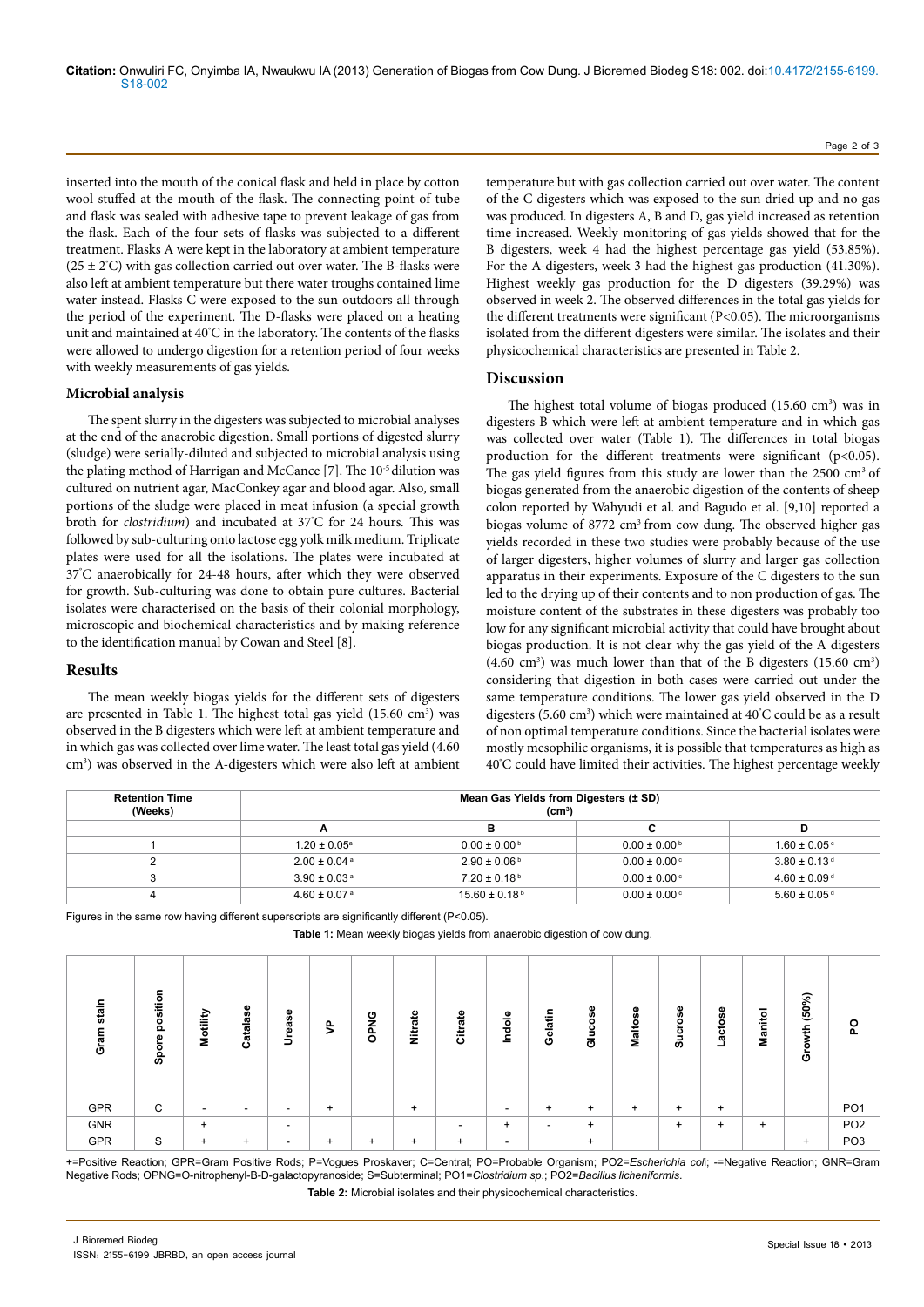inserted into the mouth of the conical flask and held in place by cotton wool stuffed at the mouth of the flask. The connecting point of tube and flask was sealed with adhesive tape to prevent leakage of gas from the flask. Each of the four sets of flasks was subjected to a different treatment. Flasks A were kept in the laboratory at ambient temperature (25 ± 2°C) with gas collection carried out over water. The B-flasks were also left at ambient temperature but there water troughs contained lime water instead. Flasks C were exposed to the sun outdoors all through the period of the experiment. The D-flasks were placed on a heating unit and maintained at 40°C in the laboratory. The contents of the flasks were allowed to undergo digestion for a retention period of four weeks with weekly measurements of gas yields.

### Microbial analysis

The spent slurry in the digesters was subjected to microbial analyses at the end of the anaerobic digestion. Small portions of digested slurry (sludge) were serially-diluted and subjected to microbial analysis using the plating method of Harrigan and McCance [7]. The $10^{-5}$ dilution was cultured on nutrient agar, MacConkey agar and blood agar. Also, small portions of the sludge were placed in meat infusion (a special growth broth for *clostridium*) and incubated at 37°C for 24 hours. This was followed by sub-culturing onto lactose egg yolk milk medium. Triplicate plates were used for all the isolations. The plates were incubated at 37°C anaerobically for 24-48 hours, after which they were observed for growth. Sub-culturing was done to obtain pure cultures. Bacterial isolates were characterised on the basis of their colonial morphology, microscopic and biochemical characteristics and by making reference to the identification manual by Cowan and Steel [8].

## Results

The mean weekly biogas yields for the different sets of digesters are presented in Table 1. The highest total gas yield (15.60 $cm^3$) was observed in the B digesters which were left at ambient temperature and in which gas was collected over lime water. The least total gas yield (4.60 $cm^3$) was observed in the A-digesters which were also left at ambient temperature but with gas collection carried out over water. The content of the C digesters which was exposed to the sun dried up and no gas was produced. In digesters A, B and D, gas yield increased as retention time increased. Weekly monitoring of gas yields showed that for the B digesters, week 4 had the highest percentage gas yield (53.85%). For the A-digesters, week 3 had the highest gas production (41.30%). Highest weekly gas production for the D digesters (39.29%) was observed in week 2. The observed differences in the total gas yields for the different treatments were significant ($P<0.05$). The microorganisms isolated from the different digesters were similar. The isolates and their physicochemical characteristics are presented in Table 2.

## Discussion

The highest total volume of biogas produced (15.60 $cm^3$) was in digesters B which were left at ambient temperature and in which gas was collected over water (Table 1). The differences in total biogas production for the different treatments were significant ($p<0.05$). The gas yield figures from this study are lower than the 2500 $cm^3$ of biogas generated from the anaerobic digestion of the contents of sheep colon reported by Wahyudi et al. and Bagudo et al. [9,10] reported a biogas volume of 8772 $cm^3$ from cow dung. The observed higher gas yields recorded in these two studies were probably because of the use of larger digesters, higher volumes of slurry and larger gas collection apparatus in their experiments. Exposure of the C digesters to the sun led to the drying up of their contents and to non production of gas. The moisture content of the substrates in these digesters was probably too low for any significant microbial activity that could have brought about biogas production. It is not clear why the gas yield of the A digesters (4.60 $cm^3$) was much lower than that of the B digesters (15.60 $cm^3$) considering that digestion in both cases were carried out under the same temperature conditions. The lower gas yield observed in the D digesters (5.60 $cm^3$) which were maintained at 40°C could be as a result of non optimal temperature conditions. Since the bacterial isolates were mostly mesophilic organisms, it is possible that temperatures as high as 40°C could have limited their activities. The highest percentage weekly

| Retention Time (Weeks) | Mean Gas Yields from Digesters (± SD) ($cm^3$) | | | |
|---|---|---|---|---|
| | A | B | C | D |
| 1 | $1.20 \pm 0.05^a$ | $0.00 \pm 0.00^b$ | $0.00 \pm 0.00^b$ | $1.60 \pm 0.05^c$ |
| 2 | $2.00 \pm 0.04^a$ | $2.90 \pm 0.06^b$ | $0.00 \pm 0.00^c$ | $3.80 \pm 0.13^d$ |
| 3 | $3.90 \pm 0.03^a$ | $7.20 \pm 0.18^b$ | $0.00 \pm 0.00^c$ | $4.60 \pm 0.09^d$ |
| 4 | $4.60 \pm 0.07^a$ | $15.60 \pm 0.18^b$ | $0.00 \pm 0.00^c$ | $5.60 \pm 0.05^d$ |

Figures in the same row having different superscripts are significantly different ($P<0.05$).

**Table 1:** Mean weekly biogas yields from anaerobic digestion of cow dung.

| Gram stain | Spore position | Motility | Catalase | Urease | VP | OPNG | Nitrate | Citrate | Indole | Gelatin | Glucose | Maltose | Sucrose | Lactose | Manitol | Growth (50%) | PO |
|---|---|---|---|---|---|---|---|---|---|---|---|---|---|---|---|---|---|
| GPR | C | - | - | - | + | | + | | - | + | + | + | + | + | | | PO1 |
| GNR | | + | | - | | | | - | + | - | + | | + | + | + | | PO2 |
| GPR | S | + | + | - | + | + | + | + | - | | + | | | | | + | PO3 |

+=Positive Reaction; GPR=Gram Positive Rods; P=Vogues Proskaver; C=Central; PO=Probable Organism; PO2=*Escherichia coli*; -=Negative Reaction; GNR=Gram Negative Rods; OPNG=O-nitrophenyl-B-D-galactopyranoside; S=Subterminal; PO1=*Clostridium sp.*; PO2=*Bacillus licheniformis*.

**Table 2:** Microbial isolates and their physicochemical characteristics.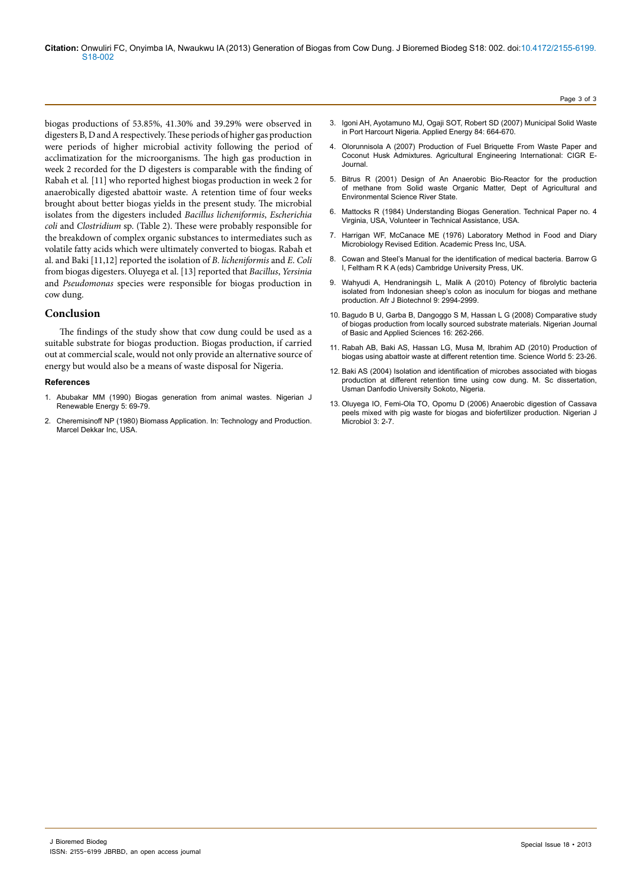biogas productions of 53.85%, 41.30% and 39.29% were observed in digesters B, D and A respectively. These periods of higher gas production were periods of higher microbial activity following the period of acclimatization for the microorganisms. The high gas production in week 2 recorded for the D digesters is comparable with the finding of Rabah et al. [11] who reported highest biogas production in week 2 for anaerobically digested abattoir waste. A retention time of four weeks brought about better biogas yields in the present study. The microbial isolates from the digesters included *Bacillus licheniformis*, *Escherichia coli* and *Clostridium* sp. (Table 2). These were probably responsible for the breakdown of complex organic substances to intermediates such as volatile fatty acids which were ultimately converted to biogas. Rabah et al. and Baki [11,12] reported the isolation of *B. licheniformis* and *E. Coli* from biogas digesters. Oluyega et al. [13] reported that *Bacillus*, *Yersinia* and *Pseudomonas* species were responsible for biogas production in cow dung.

## Conclusion

The findings of the study show that cow dung could be used as a suitable substrate for biogas production. Biogas production, if carried out at commercial scale, would not only provide an alternative source of energy but would also be a means of waste disposal for Nigeria.

### References

1. Abubakar MM (1990) Biogas generation from animal wastes. Nigerian J Renewable Energy 5: 69-79.
2. Cheremisinoff NP (1980) Biomass Application. In: Technology and Production. Marcel Dekkar Inc, USA.
3. Igoni AH, Ayotamuno MJ, Ogaji SOT, Robert SD (2007) Municipal Solid Waste in Port Harcourt Nigeria. Applied Energy 84: 664-670.
4. Olorunnisola A (2007) Production of Fuel Briquette From Waste Paper and Coconut Husk Admixtures. Agricultural Engineering International: CIGR E-Journal.
5. Bitrus R (2001) Design of An Anaerobic Bio-Reactor for the production of methane from Solid waste Organic Matter, Dept of Agricultural and Environmental Science River State.
6. Mattocks R (1984) Understanding Biogas Generation. Technical Paper no. 4 Virginia, USA, Volunteer in Technical Assistance, USA.
7. Harrigan WF, McCanace ME (1976) Laboratory Method in Food and Diary Microbiology Revised Edition. Academic Press Inc, USA.
8. Cowan and Steel's Manual for the identification of medical bacteria. Barrow G I, Feltham R K A (eds) Cambridge University Press, UK.
9. Wahyudi A, Hendraningsih L, Malik A (2010) Potency of fibrolytic bacteria isolated from Indonesian sheep's colon as inoculum for biogas and methane production. Afr J Biotechnol 9: 2994-2999.
10. Bagudo B U, Garba B, Dangoggo S M, Hassan L G (2008) Comparative study of biogas production from locally sourced substrate materials. Nigerian Journal of Basic and Applied Sciences 16: 262-266.
11. Rabah AB, Baki AS, Hassan LG, Musa M, Ibrahim AD (2010) Production of biogas using abattoir waste at different retention time. Science World 5: 23-26.
12. Baki AS (2004) Isolation and identification of microbes associated with biogas production at different retention time using cow dung. M. Sc dissertation, Usman Danfodio University Sokoto, Nigeria.
13. Oluyega IO, Femi-Ola TO, Opomu D (2006) Anaerobic digestion of Cassava peels mixed with pig waste for biogas and biofertilizer production. Nigerian J Microbiol 3: 2-7.